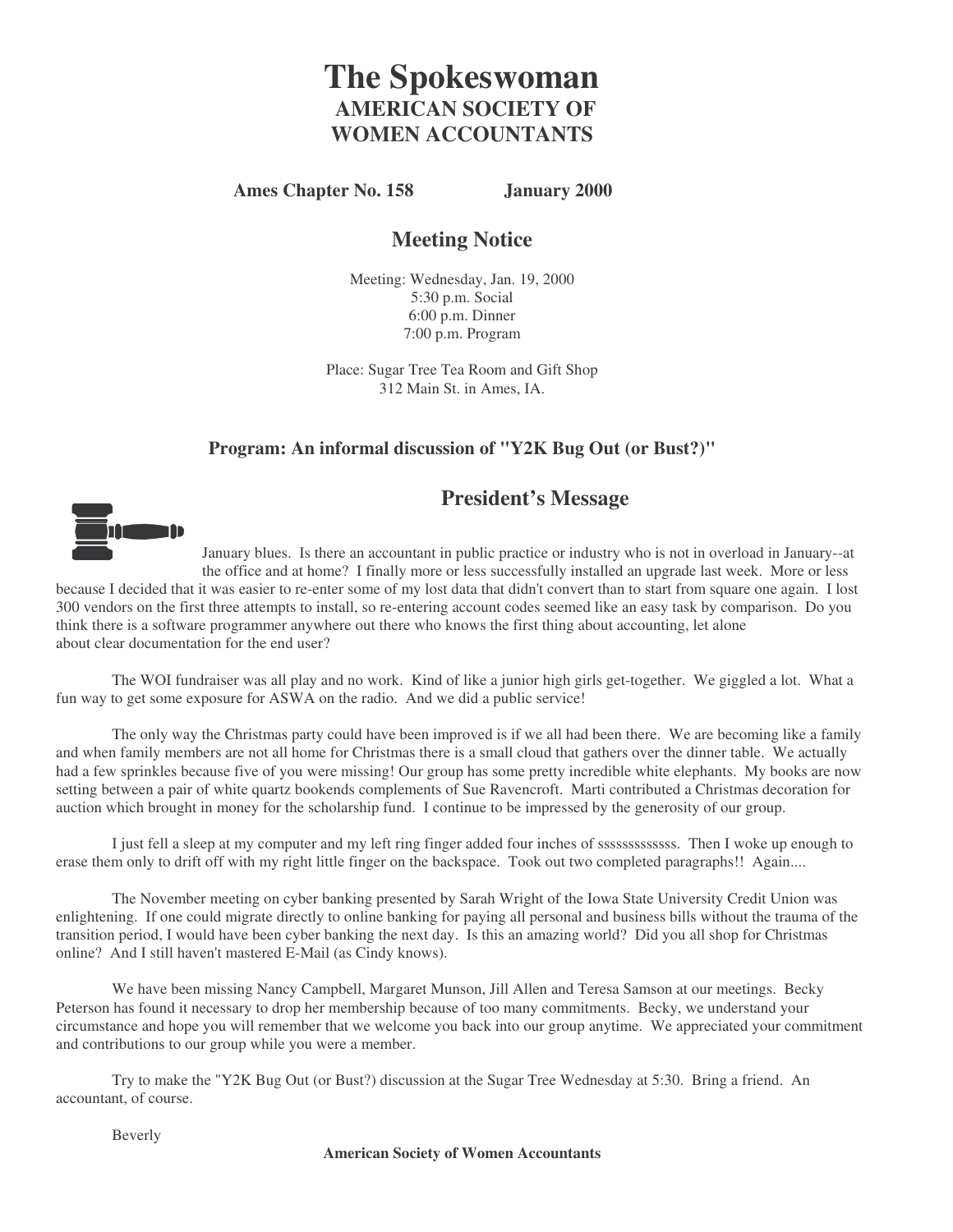# The Spokeswoman

## AMERICAN SOCIETY OF WOMEN ACCOUNTANTS

**Ames Chapter No. 158** **January 2000**

## Meeting Notice

Meeting: Wednesday, Jan. 19, 2000
5:30 p.m. Social
6:00 p.m. Dinner
7:00 p.m. Program

Place: Sugar Tree Tea Room and Gift Shop
312 Main St. in Ames, IA.

**Program: An informal discussion of "Y2K Bug Out (or Bust?)"**

## President's Message

January blues. Is there an accountant in public practice or industry who is not in overload in January--at the office and at home? I finally more or less successfully installed an upgrade last week. More or less because I decided that it was easier to re-enter some of my lost data that didn't convert than to start from square one again. I lost 300 vendors on the first three attempts to install, so re-entering account codes seemed like an easy task by comparison. Do you think there is a software programmer anywhere out there who knows the first thing about accounting, let alone about clear documentation for the end user?

The WOI fundraiser was all play and no work. Kind of like a junior high girls get-together. We giggled a lot. What a fun way to get some exposure for ASWA on the radio. And we did a public service!

The only way the Christmas party could have been improved is if we all had been there. We are becoming like a family and when family members are not all home for Christmas there is a small cloud that gathers over the dinner table. We actually had a few sprinkles because five of you were missing! Our group has some pretty incredible white elephants. My books are now setting between a pair of white quartz bookends complements of Sue Ravencroft. Marti contributed a Christmas decoration for auction which brought in money for the scholarship fund. I continue to be impressed by the generosity of our group.

I just fell a sleep at my computer and my left ring finger added four inches of sssssssssssss. Then I woke up enough to erase them only to drift off with my right little finger on the backspace. Took out two completed paragraphs!! Again....

The November meeting on cyber banking presented by Sarah Wright of the Iowa State University Credit Union was enlightening. If one could migrate directly to online banking for paying all personal and business bills without the trauma of the transition period, I would have been cyber banking the next day. Is this an amazing world? Did you all shop for Christmas online? And I still haven't mastered E-Mail (as Cindy knows).

We have been missing Nancy Campbell, Margaret Munson, Jill Allen and Teresa Samson at our meetings. Becky Peterson has found it necessary to drop her membership because of too many commitments. Becky, we understand your circumstance and hope you will remember that we welcome you back into our group anytime. We appreciated your commitment and contributions to our group while you were a member.

Try to make the "Y2K Bug Out (or Bust?) discussion at the Sugar Tree Wednesday at 5:30. Bring a friend. An accountant, of course.

Beverly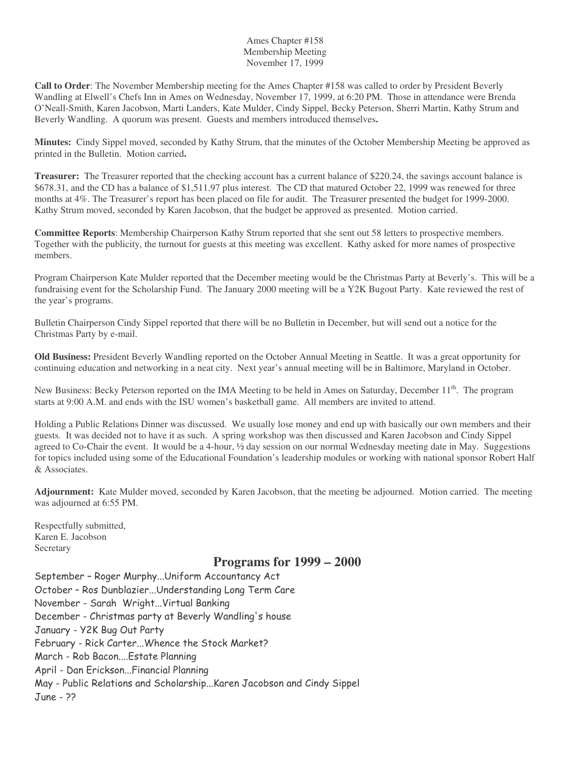Ames Chapter #158
Membership Meeting
November 17, 1999

**Call to Order**: The November Membership meeting for the Ames Chapter #158 was called to order by President Beverly Wandling at Elwell's Chefs Inn in Ames on Wednesday, November 17, 1999, at 6:20 PM. Those in attendance were Brenda O'Neall-Smith, Karen Jacobson, Marti Landers, Kate Mulder, Cindy Sippel, Becky Peterson, Sherri Martin, Kathy Strum and Beverly Wandling. A quorum was present. Guests and members introduced themselves**.**

**Minutes:** Cindy Sippel moved, seconded by Kathy Strum, that the minutes of the October Membership Meeting be approved as printed in the Bulletin. Motion carried**.**

**Treasurer:** The Treasurer reported that the checking account has a current balance of $220.24, the savings account balance is $678.31, and the CD has a balance of $1,511.97 plus interest. The CD that matured October 22, 1999 was renewed for three months at 4%. The Treasurer's report has been placed on file for audit. The Treasurer presented the budget for 1999-2000. Kathy Strum moved, seconded by Karen Jacobson, that the budget be approved as presented. Motion carried.

**Committee Reports**: Membership Chairperson Kathy Strum reported that she sent out 58 letters to prospective members. Together with the publicity, the turnout for guests at this meeting was excellent. Kathy asked for more names of prospective members.

Program Chairperson Kate Mulder reported that the December meeting would be the Christmas Party at Beverly's. This will be a fundraising event for the Scholarship Fund. The January 2000 meeting will be a Y2K Bugout Party. Kate reviewed the rest of the year's programs.

Bulletin Chairperson Cindy Sippel reported that there will be no Bulletin in December, but will send out a notice for the Christmas Party by e-mail.

**Old Business:** President Beverly Wandling reported on the October Annual Meeting in Seattle. It was a great opportunity for continuing education and networking in a neat city. Next year's annual meeting will be in Baltimore, Maryland in October.

New Business: Becky Peterson reported on the IMA Meeting to be held in Ames on Saturday, December 11th. The program starts at 9:00 A.M. and ends with the ISU women's basketball game. All members are invited to attend.

Holding a Public Relations Dinner was discussed. We usually lose money and end up with basically our own members and their guests. It was decided not to have it as such. A spring workshop was then discussed and Karen Jacobson and Cindy Sippel agreed to Co-Chair the event. It would be a 4-hour, ½ day session on our normal Wednesday meeting date in May. Suggestions for topics included using some of the Educational Foundation's leadership modules or working with national sponsor Robert Half & Associates.

**Adjournment:** Kate Mulder moved, seconded by Karen Jacobson, that the meeting be adjourned. Motion carried. The meeting was adjourned at 6:55 PM.

Respectfully submitted,
Karen E. Jacobson
Secretary

## Programs for 1999 – 2000

September – Roger Murphy...Uniform Accountancy Act
October – Ros Dunblazier...Understanding Long Term Care
November - Sarah Wright...Virtual Banking
December - Christmas party at Beverly Wandling's house
January - Y2K Bug Out Party
February - Rick Carter...Whence the Stock Market?
March - Rob Bacon....Estate Planning
April - Dan Erickson...Financial Planning
May - Public Relations and Scholarship...Karen Jacobson and Cindy Sippel
June - ??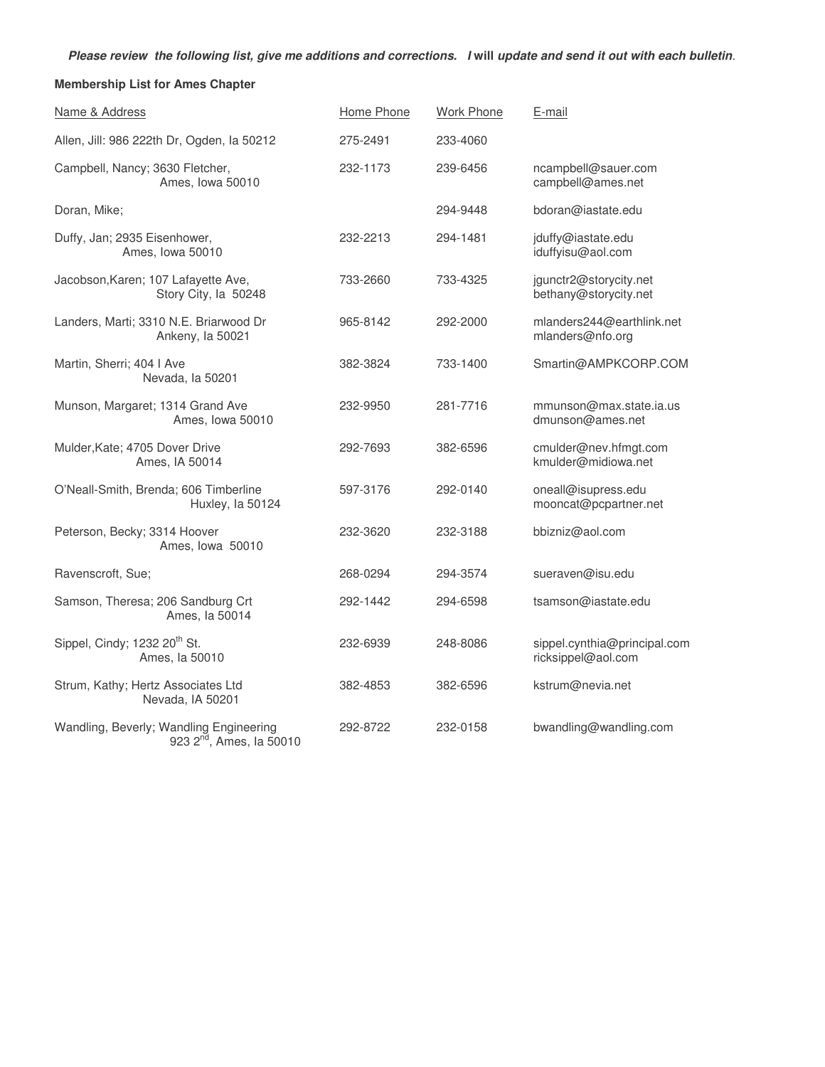***Please review the following list, give me additions and corrections. I* will *update and send it out with each bulletin*.**

**Membership List for Ames Chapter**

| Name & Address | Home Phone | Work Phone | E-mail |
|---|---|---|---|
| Allen, Jill: 986 222th Dr, Ogden, Ia 50212 | 275-2491 | 233-4060 | |
| Campbell, Nancy; 3630 Fletcher, Ames, Iowa 50010 | 232-1173 | 239-6456 | ncampbell@sauer.com campbell@ames.net |
| Doran, Mike; | | 294-9448 | bdoran@iastate.edu |
| Duffy, Jan; 2935 Eisenhower, Ames, Iowa 50010 | 232-2213 | 294-1481 | jduffy@iastate.edu iduffyisu@aol.com |
| Jacobson,Karen; 107 Lafayette Ave, Story City, Ia 50248 | 733-2660 | 733-4325 | jgunctr2@storycity.net bethany@storycity.net |
| Landers, Marti; 3310 N.E. Briarwood Dr Ankeny, Ia 50021 | 965-8142 | 292-2000 | mlanders244@earthlink.net mlanders@nfo.org |
| Martin, Sherri; 404 I Ave Nevada, Ia 50201 | 382-3824 | 733-1400 | Smartin@AMPKCORP.COM |
| Munson, Margaret; 1314 Grand Ave Ames, Iowa 50010 | 232-9950 | 281-7716 | mmunson@max.state.ia.us dmunson@ames.net |
| Mulder,Kate; 4705 Dover Drive Ames, IA 50014 | 292-7693 | 382-6596 | cmulder@nev.hfmgt.com kmulder@midiowa.net |
| O'Neall-Smith, Brenda; 606 Timberline Huxley, Ia 50124 | 597-3176 | 292-0140 | oneall@isupress.edu mooncat@pcpartner.net |
| Peterson, Becky; 3314 Hoover Ames, Iowa 50010 | 232-3620 | 232-3188 | bbizniz@aol.com |
| Ravenscroft, Sue; | 268-0294 | 294-3574 | sueraven@isu.edu |
| Samson, Theresa; 206 Sandburg Crt Ames, Ia 50014 | 292-1442 | 294-6598 | tsamson@iastate.edu |
| Sippel, Cindy; 1232 20th St. Ames, Ia 50010 | 232-6939 | 248-8086 | sippel.cynthia@principal.com ricksippel@aol.com |
| Strum, Kathy; Hertz Associates Ltd Nevada, IA 50201 | 382-4853 | 382-6596 | kstrum@nevia.net |
| Wandling, Beverly; Wandling Engineering 923 2nd, Ames, Ia 50010 | 292-8722 | 232-0158 | bwandling@wandling.com |